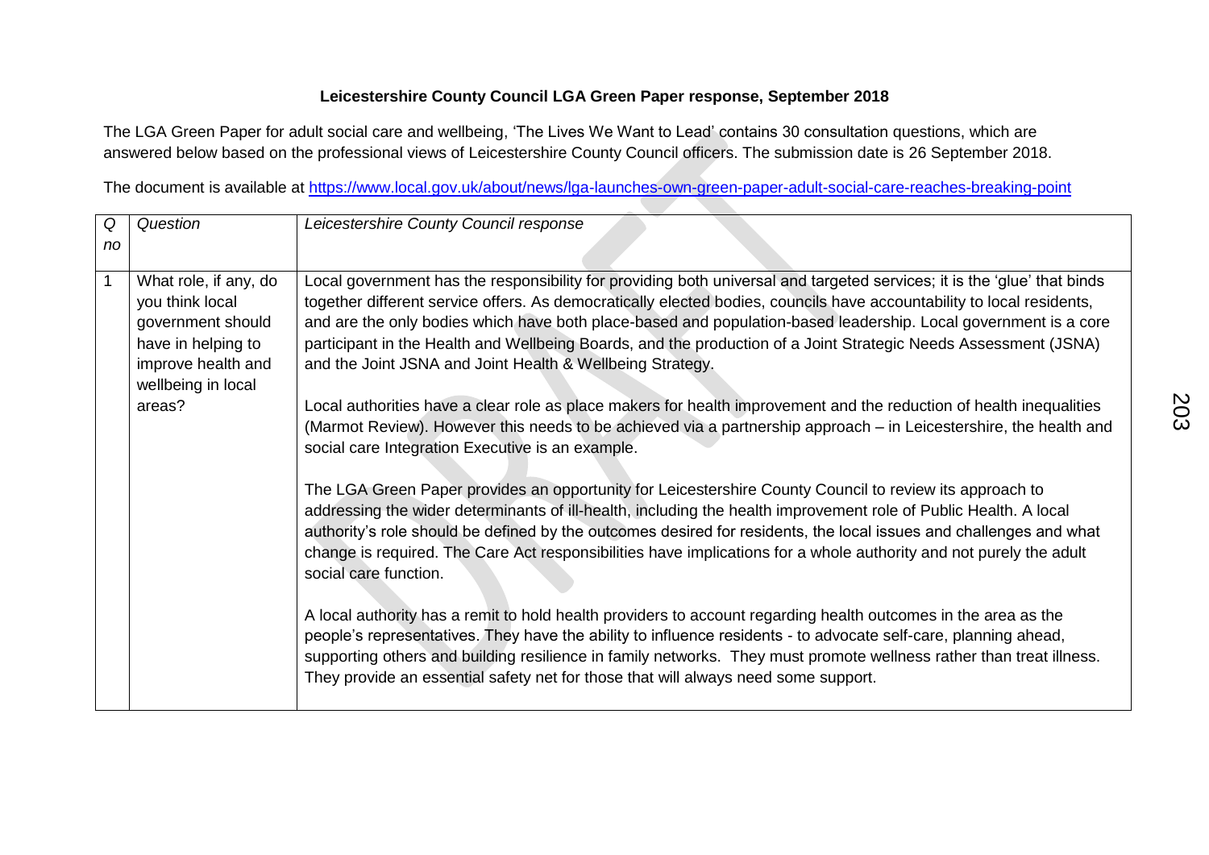**Leicestershire County Council LGA Green Paper response, September 2018**

The LGA Green Paper for adult social care and wellbeing, 'The Lives We Want to Lead' contains 30 consultation questions, which are answered below based on the professional views of Leicestershire County Council officers. The submission date is 26 September 2018.

The document is available at https://www.local.gov.uk/about/news/lga-launches-own-green-paper-adult-social-care-reaches-breaking-point

| *Q no* | *Question* | *Leicestershire County Council response* |
|---|---|---|
| 1 | What role, if any, do you think local government should have in helping to improve health and wellbeing in local areas? | Local government has the responsibility for providing both universal and targeted services; it is the 'glue' that binds together different service offers. As democratically elected bodies, councils have accountability to local residents, and are the only bodies which have both place-based and population-based leadership. Local government is a core participant in the Health and Wellbeing Boards, and the production of a Joint Strategic Needs Assessment (JSNA) and the Joint JSNA and Joint Health & Wellbeing Strategy.<br><br>Local authorities have a clear role as place makers for health improvement and the reduction of health inequalities (Marmot Review). However this needs to be achieved via a partnership approach – in Leicestershire, the health and social care Integration Executive is an example.<br><br>The LGA Green Paper provides an opportunity for Leicestershire County Council to review its approach to addressing the wider determinants of ill-health, including the health improvement role of Public Health. A local authority's role should be defined by the outcomes desired for residents, the local issues and challenges and what change is required. The Care Act responsibilities have implications for a whole authority and not purely the adult social care function.<br><br>A local authority has a remit to hold health providers to account regarding health outcomes in the area as the people's representatives. They have the ability to influence residents - to advocate self-care, planning ahead, supporting others and building resilience in family networks. They must promote wellness rather than treat illness. They provide an essential safety net for those that will always need some support. |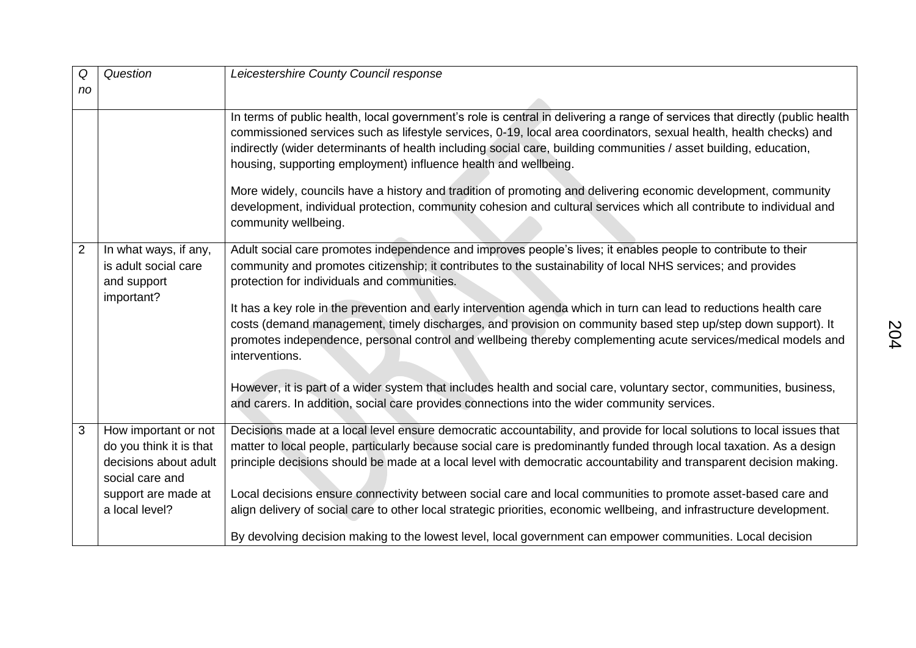| *Q no* | *Question* | *Leicestershire County Council response* |
|---|---|---|
| | | In terms of public health, local government's role is central in delivering a range of services that directly (public health commissioned services such as lifestyle services, 0-19, local area coordinators, sexual health, health checks) and indirectly (wider determinants of health including social care, building communities / asset building, education, housing, supporting employment) influence health and wellbeing.<br><br>More widely, councils have a history and tradition of promoting and delivering economic development, community development, individual protection, community cohesion and cultural services which all contribute to individual and community wellbeing. |
| 2 | In what ways, if any, is adult social care and support important? | Adult social care promotes independence and improves people's lives; it enables people to contribute to their community and promotes citizenship; it contributes to the sustainability of local NHS services; and provides protection for individuals and communities.<br><br>It has a key role in the prevention and early intervention agenda which in turn can lead to reductions health care costs (demand management, timely discharges, and provision on community based step up/step down support). It promotes independence, personal control and wellbeing thereby complementing acute services/medical models and interventions.<br><br>However, it is part of a wider system that includes health and social care, voluntary sector, communities, business, and carers. In addition, social care provides connections into the wider community services. |
| 3 | How important or not do you think it is that decisions about adult social care and support are made at a local level? | Decisions made at a local level ensure democratic accountability, and provide for local solutions to local issues that matter to local people, particularly because social care is predominantly funded through local taxation. As a design principle decisions should be made at a local level with democratic accountability and transparent decision making.<br><br>Local decisions ensure connectivity between social care and local communities to promote asset-based care and align delivery of social care to other local strategic priorities, economic wellbeing, and infrastructure development.<br><br>By devolving decision making to the lowest level, local government can empower communities. Local decision |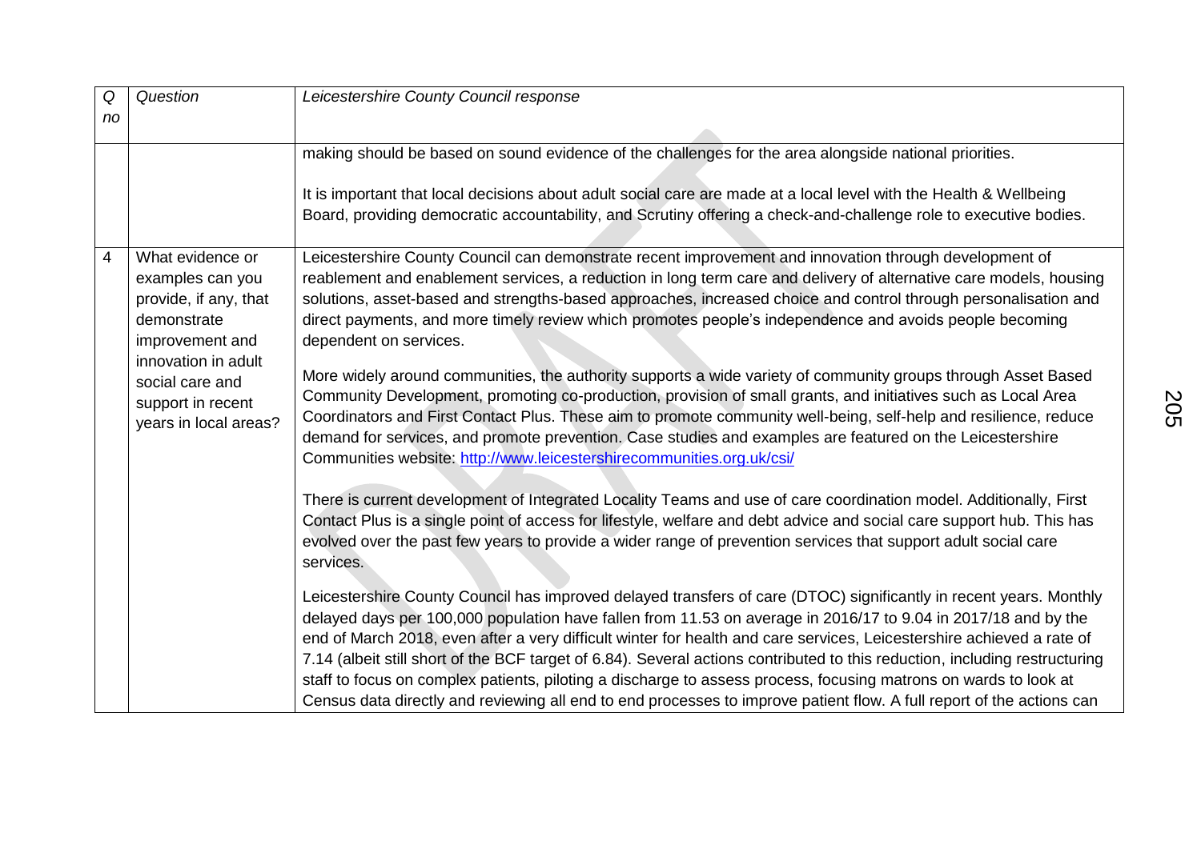| Q no | Question | Leicestershire County Council response |
|---|---|---|
| | | making should be based on sound evidence of the challenges for the area alongside national priorities.<br><br>It is important that local decisions about adult social care are made at a local level with the Health & Wellbeing Board, providing democratic accountability, and Scrutiny offering a check-and-challenge role to executive bodies. |
| 4 | What evidence or examples can you provide, if any, that demonstrate improvement and innovation in adult social care and support in recent years in local areas? | Leicestershire County Council can demonstrate recent improvement and innovation through development of reablement and enablement services, a reduction in long term care and delivery of alternative care models, housing solutions, asset-based and strengths-based approaches, increased choice and control through personalisation and direct payments, and more timely review which promotes people's independence and avoids people becoming dependent on services.<br><br>More widely around communities, the authority supports a wide variety of community groups through Asset Based Community Development, promoting co-production, provision of small grants, and initiatives such as Local Area Coordinators and First Contact Plus. These aim to promote community well-being, self-help and resilience, reduce demand for services, and promote prevention. Case studies and examples are featured on the Leicestershire Communities website: [http://www.leicestershirecommunities.org.uk/csi/](http://www.leicestershirecommunities.org.uk/csi/)<br><br>There is current development of Integrated Locality Teams and use of care coordination model. Additionally, First Contact Plus is a single point of access for lifestyle, welfare and debt advice and social care support hub. This has evolved over the past few years to provide a wider range of prevention services that support adult social care services.<br><br>Leicestershire County Council has improved delayed transfers of care (DTOC) significantly in recent years. Monthly delayed days per 100,000 population have fallen from 11.53 on average in 2016/17 to 9.04 in 2017/18 and by the end of March 2018, even after a very difficult winter for health and care services, Leicestershire achieved a rate of 7.14 (albeit still short of the BCF target of 6.84). Several actions contributed to this reduction, including restructuring staff to focus on complex patients, piloting a discharge to assess process, focusing matrons on wards to look at Census data directly and reviewing all end to end processes to improve patient flow. A full report of the actions can |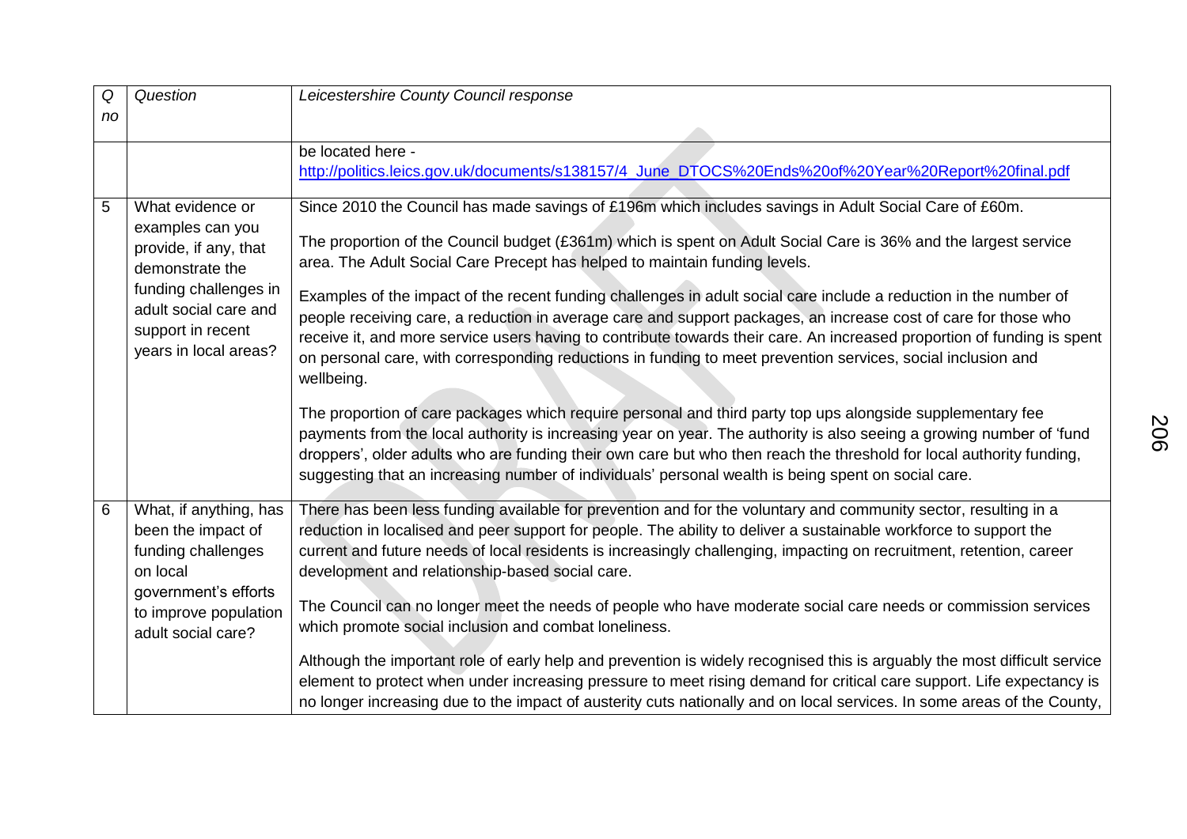| Q no | Question | Leicestershire County Council response |
|---|---|---|
| | | be located here - http://politics.leics.gov.uk/documents/s138157/4_June_DTOCS%20Ends%20of%20Year%20Report%20final.pdf |
| 5 | What evidence or examples can you provide, if any, that demonstrate the funding challenges in adult social care and support in recent years in local areas? | Since 2010 the Council has made savings of £196m which includes savings in Adult Social Care of £60m.<br><br>The proportion of the Council budget (£361m) which is spent on Adult Social Care is 36% and the largest service area. The Adult Social Care Precept has helped to maintain funding levels.<br><br>Examples of the impact of the recent funding challenges in adult social care include a reduction in the number of people receiving care, a reduction in average care and support packages, an increase cost of care for those who receive it, and more service users having to contribute towards their care. An increased proportion of funding is spent on personal care, with corresponding reductions in funding to meet prevention services, social inclusion and wellbeing.<br><br>The proportion of care packages which require personal and third party top ups alongside supplementary fee payments from the local authority is increasing year on year. The authority is also seeing a growing number of 'fund droppers', older adults who are funding their own care but who then reach the threshold for local authority funding, suggesting that an increasing number of individuals' personal wealth is being spent on social care. |
| 6 | What, if anything, has been the impact of funding challenges on local government's efforts to improve population adult social care? | There has been less funding available for prevention and for the voluntary and community sector, resulting in a reduction in localised and peer support for people. The ability to deliver a sustainable workforce to support the current and future needs of local residents is increasingly challenging, impacting on recruitment, retention, career development and relationship-based social care.<br><br>The Council can no longer meet the needs of people who have moderate social care needs or commission services which promote social inclusion and combat loneliness.<br><br>Although the important role of early help and prevention is widely recognised this is arguably the most difficult service element to protect when under increasing pressure to meet rising demand for critical care support. Life expectancy is no longer increasing due to the impact of austerity cuts nationally and on local services. In some areas of the County, |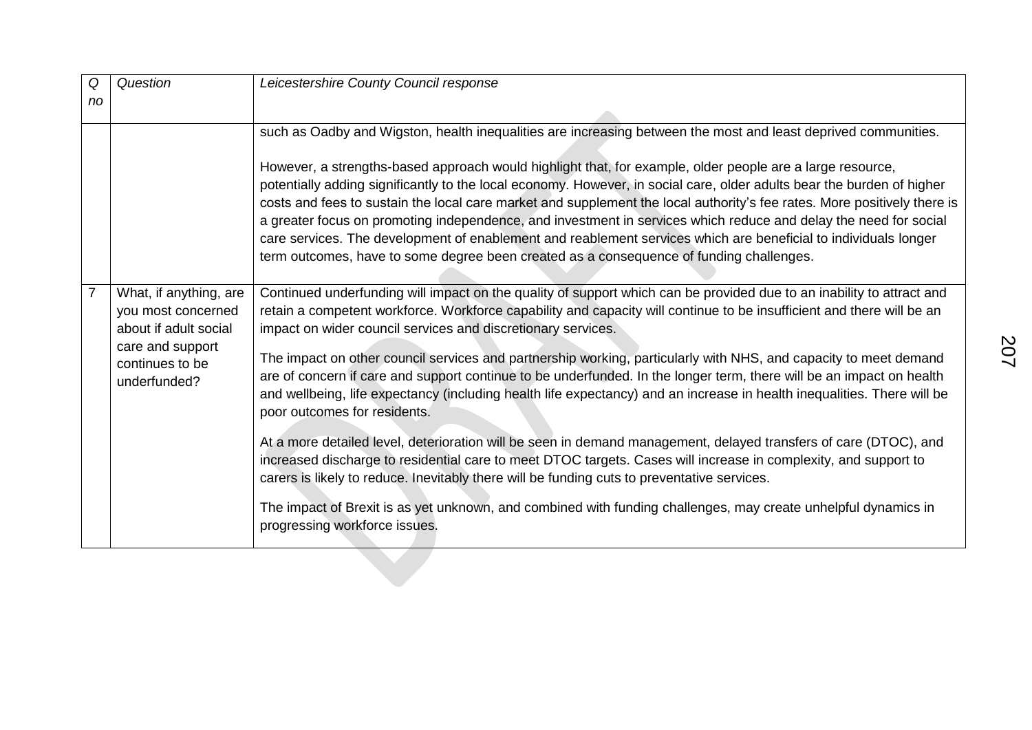| Q no | Question | Leicestershire County Council response |
|---|---|---|
| | | such as Oadby and Wigston, health inequalities are increasing between the most and least deprived communities.<br><br>However, a strengths-based approach would highlight that, for example, older people are a large resource, potentially adding significantly to the local economy. However, in social care, older adults bear the burden of higher costs and fees to sustain the local care market and supplement the local authority's fee rates. More positively there is a greater focus on promoting independence, and investment in services which reduce and delay the need for social care services. The development of enablement and reablement services which are beneficial to individuals longer term outcomes, have to some degree been created as a consequence of funding challenges. |
| 7 | What, if anything, are you most concerned about if adult social care and support continues to be underfunded? | Continued underfunding will impact on the quality of support which can be provided due to an inability to attract and retain a competent workforce. Workforce capability and capacity will continue to be insufficient and there will be an impact on wider council services and discretionary services.<br><br>The impact on other council services and partnership working, particularly with NHS, and capacity to meet demand are of concern if care and support continue to be underfunded. In the longer term, there will be an impact on health and wellbeing, life expectancy (including health life expectancy) and an increase in health inequalities. There will be poor outcomes for residents.<br><br>At a more detailed level, deterioration will be seen in demand management, delayed transfers of care (DTOC), and increased discharge to residential care to meet DTOC targets. Cases will increase in complexity, and support to carers is likely to reduce. Inevitably there will be funding cuts to preventative services.<br><br>The impact of Brexit is as yet unknown, and combined with funding challenges, may create unhelpful dynamics in progressing workforce issues. |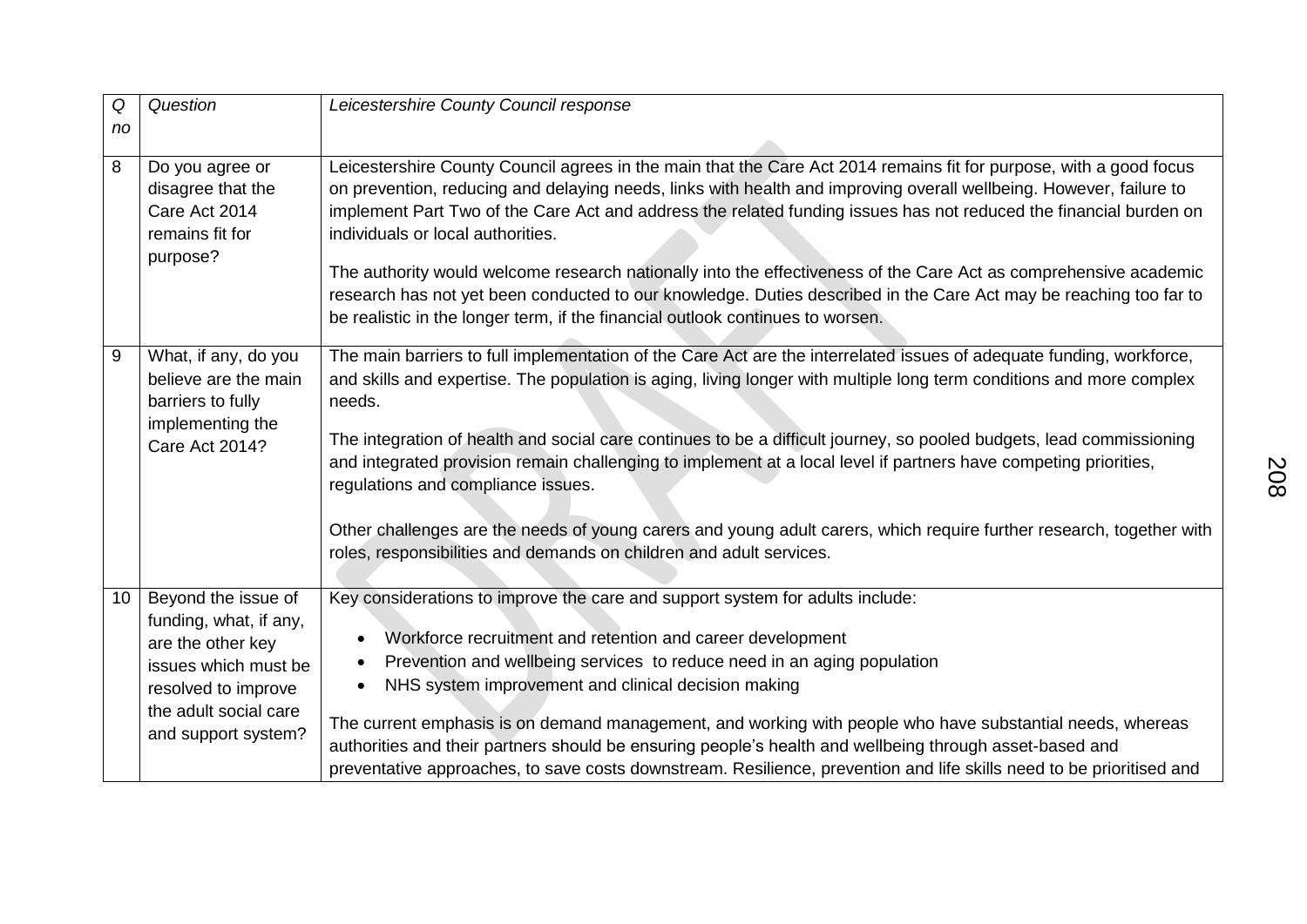| *Q no* | *Question* | *Leicestershire County Council response* |
|---|---|---|
| 8 | Do you agree or disagree that the Care Act 2014 remains fit for purpose? | Leicestershire County Council agrees in the main that the Care Act 2014 remains fit for purpose, with a good focus on prevention, reducing and delaying needs, links with health and improving overall wellbeing. However, failure to implement Part Two of the Care Act and address the related funding issues has not reduced the financial burden on individuals or local authorities.<br><br>The authority would welcome research nationally into the effectiveness of the Care Act as comprehensive academic research has not yet been conducted to our knowledge. Duties described in the Care Act may be reaching too far to be realistic in the longer term, if the financial outlook continues to worsen. |
| 9 | What, if any, do you believe are the main barriers to fully implementing the Care Act 2014? | The main barriers to full implementation of the Care Act are the interrelated issues of adequate funding, workforce, and skills and expertise. The population is aging, living longer with multiple long term conditions and more complex needs.<br><br>The integration of health and social care continues to be a difficult journey, so pooled budgets, lead commissioning and integrated provision remain challenging to implement at a local level if partners have competing priorities, regulations and compliance issues.<br><br>Other challenges are the needs of young carers and young adult carers, which require further research, together with roles, responsibilities and demands on children and adult services. |
| 10 | Beyond the issue of funding, what, if any, are the other key issues which must be resolved to improve the adult social care and support system? | Key considerations to improve the care and support system for adults include:<br><br>• Workforce recruitment and retention and career development<br>• Prevention and wellbeing services to reduce need in an aging population<br>• NHS system improvement and clinical decision making<br><br>The current emphasis is on demand management, and working with people who have substantial needs, whereas authorities and their partners should be ensuring people's health and wellbeing through asset-based and preventative approaches, to save costs downstream. Resilience, prevention and life skills need to be prioritised and |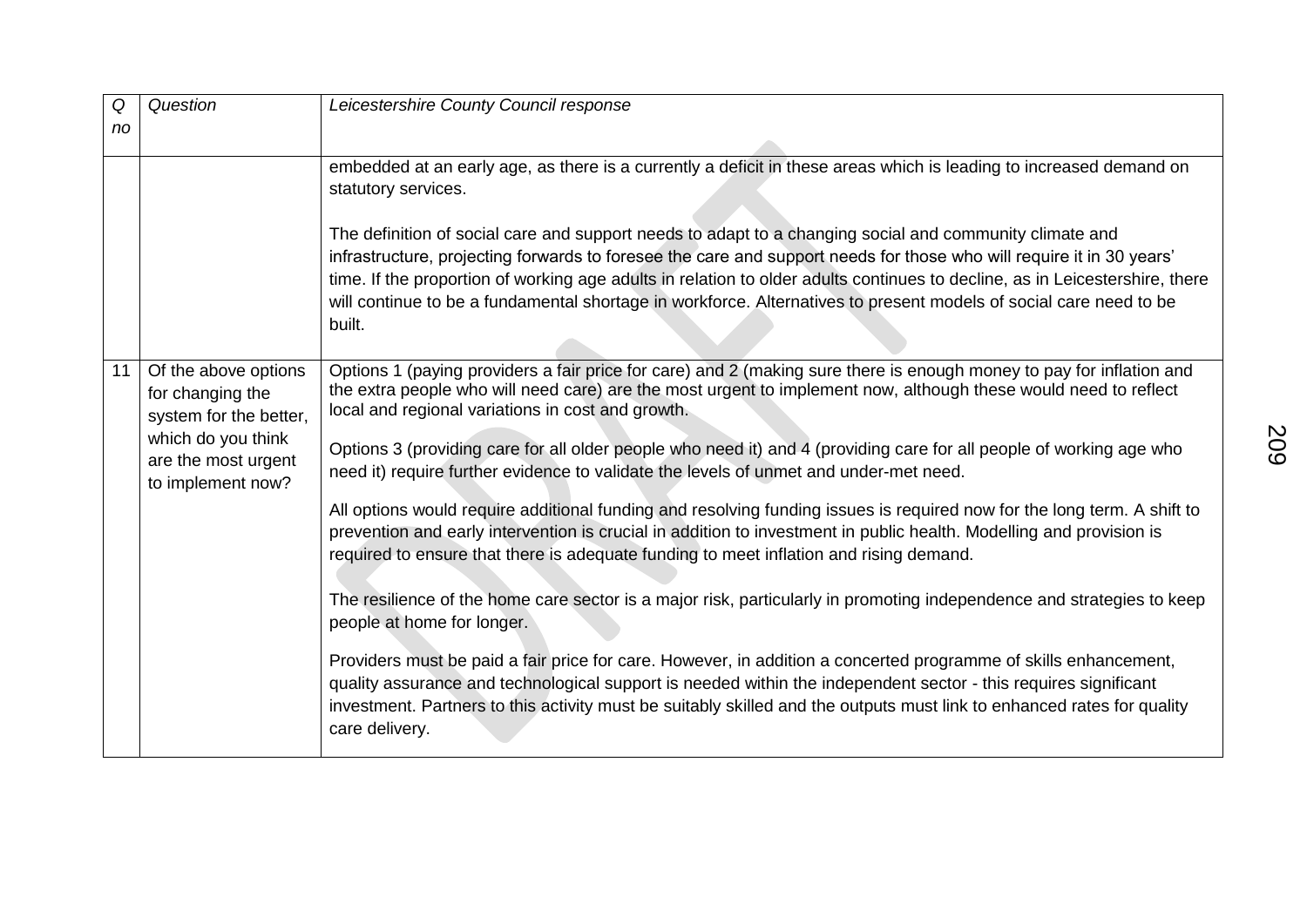| Q no | Question | Leicestershire County Council response |
|---|---|---|
| | | embedded at an early age, as there is a currently a deficit in these areas which is leading to increased demand on statutory services.<br><br>The definition of social care and support needs to adapt to a changing social and community climate and infrastructure, projecting forwards to foresee the care and support needs for those who will require it in 30 years' time. If the proportion of working age adults in relation to older adults continues to decline, as in Leicestershire, there will continue to be a fundamental shortage in workforce. Alternatives to present models of social care need to be built. |
| 11 | Of the above options for changing the system for the better, which do you think are the most urgent to implement now? | Options 1 (paying providers a fair price for care) and 2 (making sure there is enough money to pay for inflation and the extra people who will need care) are the most urgent to implement now, although these would need to reflect local and regional variations in cost and growth.<br><br>Options 3 (providing care for all older people who need it) and 4 (providing care for all people of working age who need it) require further evidence to validate the levels of unmet and under-met need.<br><br>All options would require additional funding and resolving funding issues is required now for the long term. A shift to prevention and early intervention is crucial in addition to investment in public health. Modelling and provision is required to ensure that there is adequate funding to meet inflation and rising demand.<br><br>The resilience of the home care sector is a major risk, particularly in promoting independence and strategies to keep people at home for longer.<br><br>Providers must be paid a fair price for care. However, in addition a concerted programme of skills enhancement, quality assurance and technological support is needed within the independent sector - this requires significant investment. Partners to this activity must be suitably skilled and the outputs must link to enhanced rates for quality care delivery. |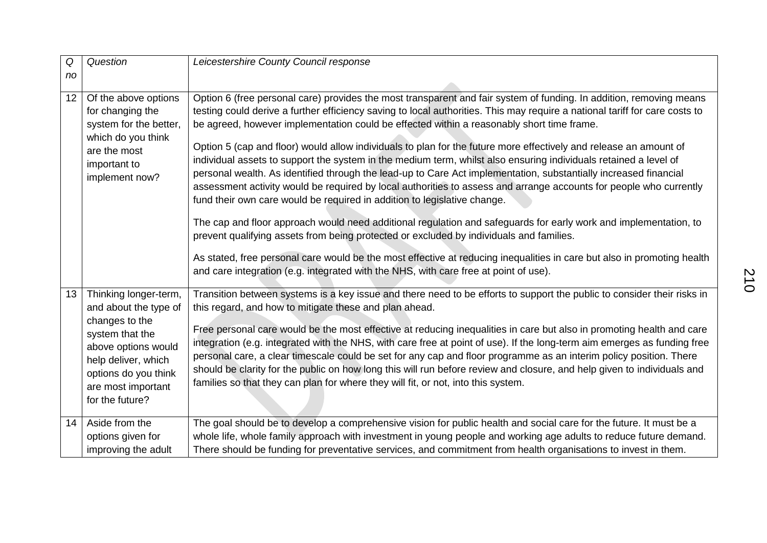| *Q no* | *Question* | *Leicestershire County Council response* |
|---|---|---|
| 12 | Of the above options for changing the system for the better, which do you think are the most important to implement now? | Option 6 (free personal care) provides the most transparent and fair system of funding. In addition, removing means testing could derive a further efficiency saving to local authorities. This may require a national tariff for care costs to be agreed, however implementation could be effected within a reasonably short time frame.<br><br>Option 5 (cap and floor) would allow individuals to plan for the future more effectively and release an amount of individual assets to support the system in the medium term, whilst also ensuring individuals retained a level of personal wealth. As identified through the lead-up to Care Act implementation, substantially increased financial assessment activity would be required by local authorities to assess and arrange accounts for people who currently fund their own care would be required in addition to legislative change.<br><br>The cap and floor approach would need additional regulation and safeguards for early work and implementation, to prevent qualifying assets from being protected or excluded by individuals and families.<br><br>As stated, free personal care would be the most effective at reducing inequalities in care but also in promoting health and care integration (e.g. integrated with the NHS, with care free at point of use). |
| 13 | Thinking longer-term, and about the type of changes to the system that the above options would help deliver, which options do you think are most important for the future? | Transition between systems is a key issue and there need to be efforts to support the public to consider their risks in this regard, and how to mitigate these and plan ahead.<br><br>Free personal care would be the most effective at reducing inequalities in care but also in promoting health and care integration (e.g. integrated with the NHS, with care free at point of use). If the long-term aim emerges as funding free personal care, a clear timescale could be set for any cap and floor programme as an interim policy position. There should be clarity for the public on how long this will run before review and closure, and help given to individuals and families so that they can plan for where they will fit, or not, into this system. |
| 14 | Aside from the options given for improving the adult | The goal should be to develop a comprehensive vision for public health and social care for the future. It must be a whole life, whole family approach with investment in young people and working age adults to reduce future demand. There should be funding for preventative services, and commitment from health organisations to invest in them. |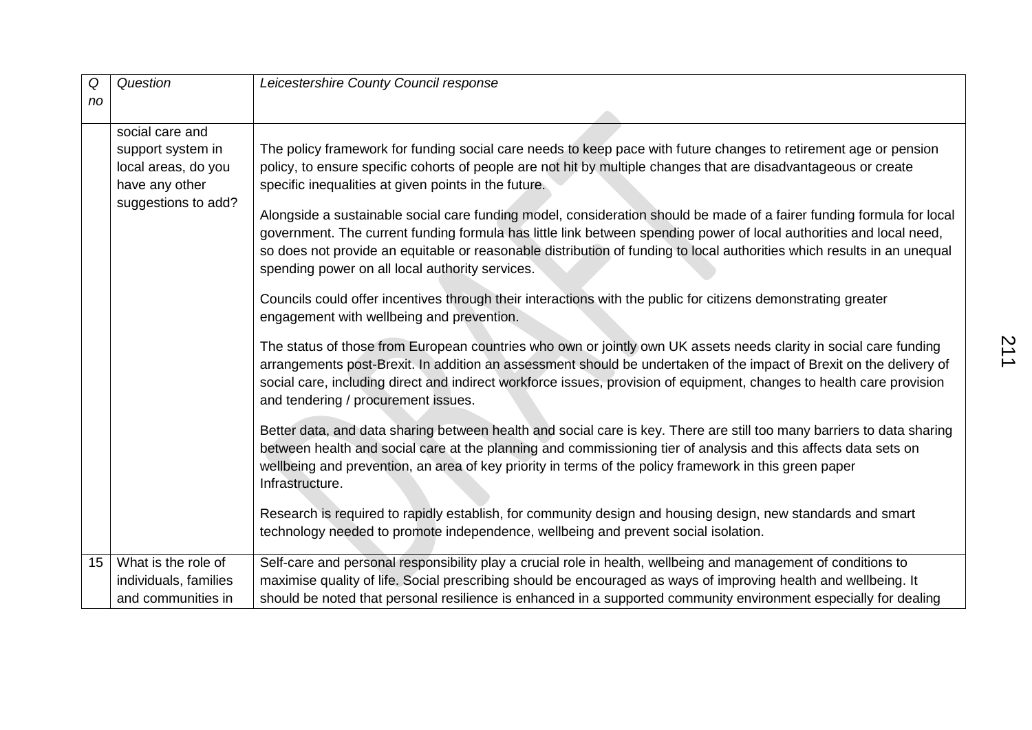| *Q no* | *Question* | *Leicestershire County Council response* |
| --- | --- | --- |
| | social care and support system in local areas, do you have any other suggestions to add? | The policy framework for funding social care needs to keep pace with future changes to retirement age or pension policy, to ensure specific cohorts of people are not hit by multiple changes that are disadvantageous or create specific inequalities at given points in the future.<br><br>Alongside a sustainable social care funding model, consideration should be made of a fairer funding formula for local government. The current funding formula has little link between spending power of local authorities and local need, so does not provide an equitable or reasonable distribution of funding to local authorities which results in an unequal spending power on all local authority services.<br><br>Councils could offer incentives through their interactions with the public for citizens demonstrating greater engagement with wellbeing and prevention.<br><br>The status of those from European countries who own or jointly own UK assets needs clarity in social care funding arrangements post-Brexit. In addition an assessment should be undertaken of the impact of Brexit on the delivery of social care, including direct and indirect workforce issues, provision of equipment, changes to health care provision and tendering / procurement issues.<br><br>Better data, and data sharing between health and social care is key. There are still too many barriers to data sharing between health and social care at the planning and commissioning tier of analysis and this affects data sets on wellbeing and prevention, an area of key priority in terms of the policy framework in this green paper Infrastructure.<br><br>Research is required to rapidly establish, for community design and housing design, new standards and smart technology needed to promote independence, wellbeing and prevent social isolation. |
| 15 | What is the role of individuals, families and communities in | Self-care and personal responsibility play a crucial role in health, wellbeing and management of conditions to maximise quality of life. Social prescribing should be encouraged as ways of improving health and wellbeing. It should be noted that personal resilience is enhanced in a supported community environment especially for dealing |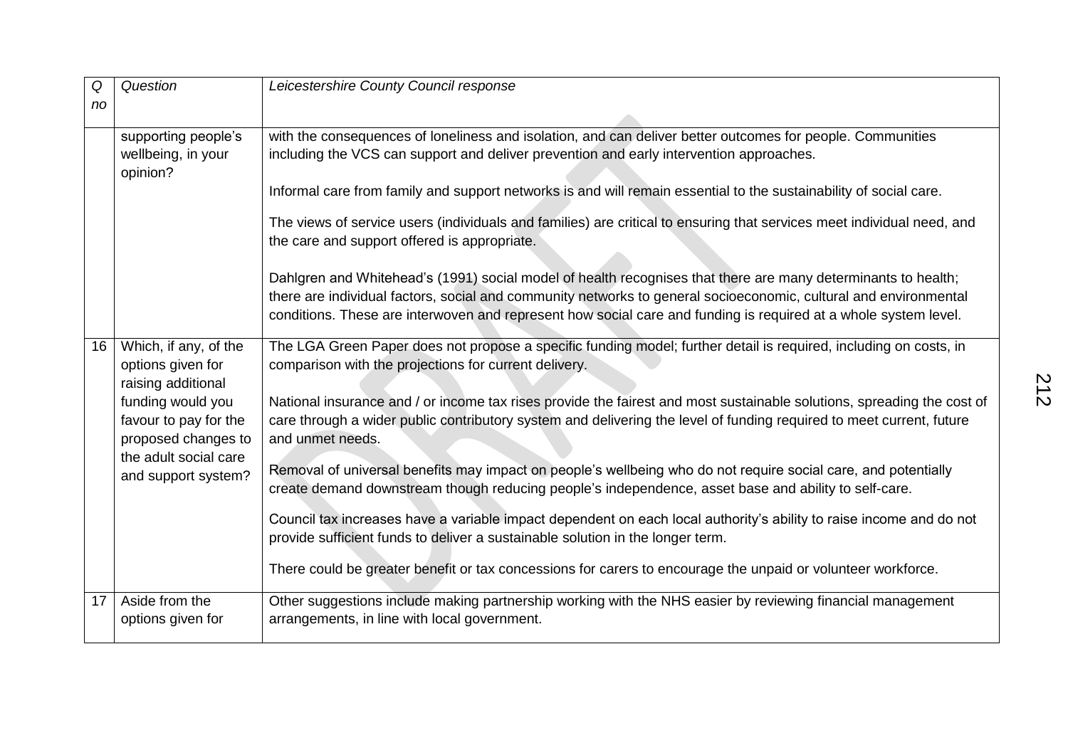| Q no | Question | Leicestershire County Council response |
|---|---|---|
| | supporting people's wellbeing, in your opinion? | with the consequences of loneliness and isolation, and can deliver better outcomes for people. Communities including the VCS can support and deliver prevention and early intervention approaches.<br><br>Informal care from family and support networks is and will remain essential to the sustainability of social care.<br><br>The views of service users (individuals and families) are critical to ensuring that services meet individual need, and the care and support offered is appropriate.<br><br>Dahlgren and Whitehead's (1991) social model of health recognises that there are many determinants to health; there are individual factors, social and community networks to general socioeconomic, cultural and environmental conditions. These are interwoven and represent how social care and funding is required at a whole system level. |
| 16 | Which, if any, of the options given for raising additional funding would you favour to pay for the proposed changes to the adult social care and support system? | The LGA Green Paper does not propose a specific funding model; further detail is required, including on costs, in comparison with the projections for current delivery.<br><br>National insurance and / or income tax rises provide the fairest and most sustainable solutions, spreading the cost of care through a wider public contributory system and delivering the level of funding required to meet current, future and unmet needs.<br><br>Removal of universal benefits may impact on people's wellbeing who do not require social care, and potentially create demand downstream though reducing people's independence, asset base and ability to self-care.<br><br>Council tax increases have a variable impact dependent on each local authority's ability to raise income and do not provide sufficient funds to deliver a sustainable solution in the longer term.<br><br>There could be greater benefit or tax concessions for carers to encourage the unpaid or volunteer workforce. |
| 17 | Aside from the options given for | Other suggestions include making partnership working with the NHS easier by reviewing financial management arrangements, in line with local government. |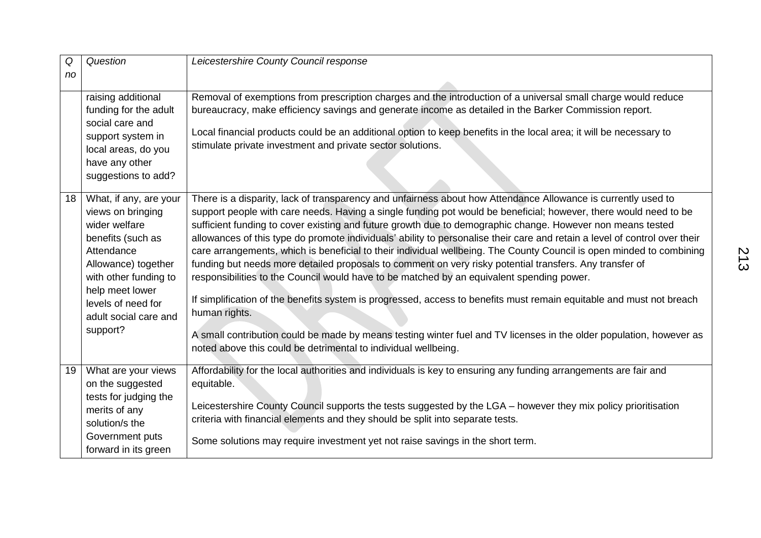| *Q no* | *Question* | *Leicestershire County Council response* |
|---|---|---|
| | raising additional funding for the adult social care and support system in local areas, do you have any other suggestions to add? | Removal of exemptions from prescription charges and the introduction of a universal small charge would reduce bureaucracy, make efficiency savings and generate income as detailed in the Barker Commission report.<br><br>Local financial products could be an additional option to keep benefits in the local area; it will be necessary to stimulate private investment and private sector solutions. |
| 18 | What, if any, are your views on bringing wider welfare benefits (such as Attendance Allowance) together with other funding to help meet lower levels of need for adult social care and support? | There is a disparity, lack of transparency and unfairness about how Attendance Allowance is currently used to support people with care needs. Having a single funding pot would be beneficial; however, there would need to be sufficient funding to cover existing and future growth due to demographic change. However non means tested allowances of this type do promote individuals' ability to personalise their care and retain a level of control over their care arrangements, which is beneficial to their individual wellbeing. The County Council is open minded to combining funding but needs more detailed proposals to comment on very risky potential transfers. Any transfer of responsibilities to the Council would have to be matched by an equivalent spending power.<br><br>If simplification of the benefits system is progressed, access to benefits must remain equitable and must not breach human rights.<br><br>A small contribution could be made by means testing winter fuel and TV licenses in the older population, however as noted above this could be detrimental to individual wellbeing. |
| 19 | What are your views on the suggested tests for judging the merits of any solution/s the Government puts forward in its green | Affordability for the local authorities and individuals is key to ensuring any funding arrangements are fair and equitable.<br><br>Leicestershire County Council supports the tests suggested by the LGA – however they mix policy prioritisation criteria with financial elements and they should be split into separate tests.<br><br>Some solutions may require investment yet not raise savings in the short term. |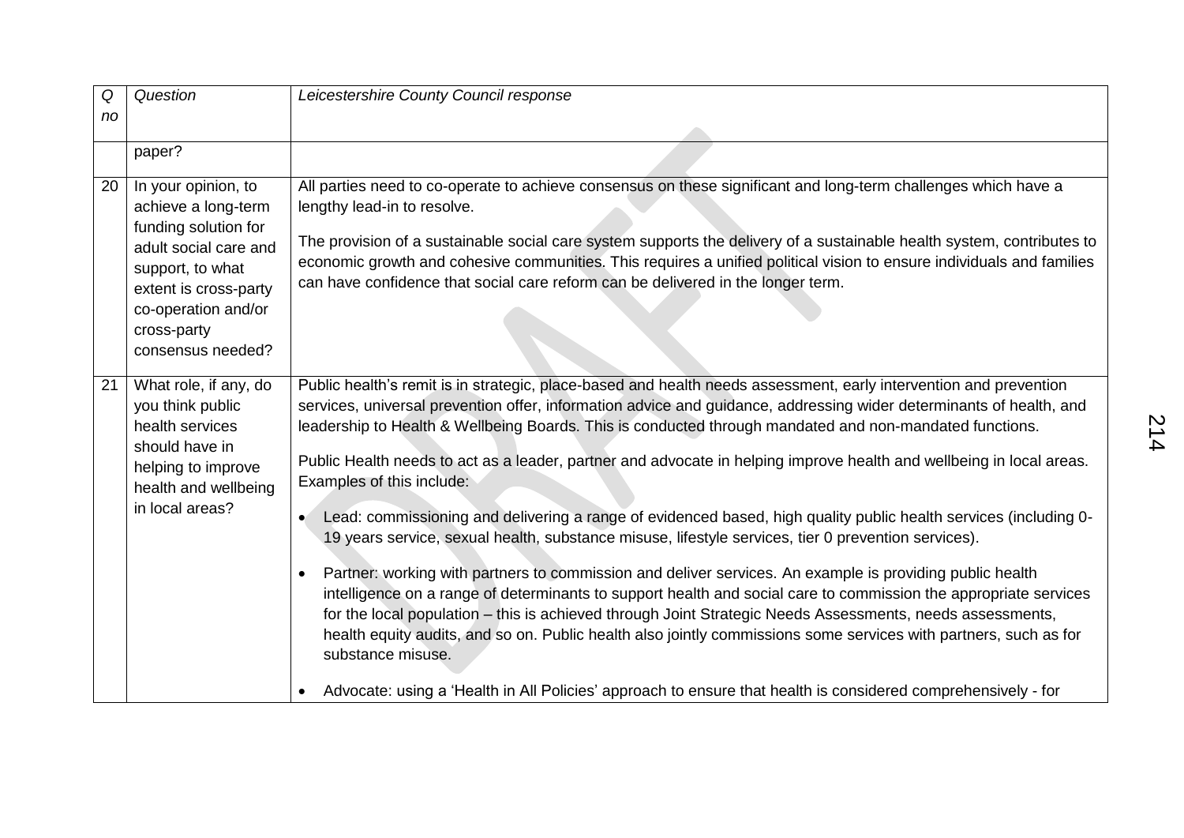| Q no | Question | Leicestershire County Council response |
|---|---|---|
| | paper? | |
| 20 | In your opinion, to achieve a long-term funding solution for adult social care and support, to what extent is cross-party co-operation and/or cross-party consensus needed? | All parties need to co-operate to achieve consensus on these significant and long-term challenges which have a lengthy lead-in to resolve.<br><br>The provision of a sustainable social care system supports the delivery of a sustainable health system, contributes to economic growth and cohesive communities. This requires a unified political vision to ensure individuals and families can have confidence that social care reform can be delivered in the longer term. |
| 21 | What role, if any, do you think public health services should have in helping to improve health and wellbeing in local areas? | Public health's remit is in strategic, place-based and health needs assessment, early intervention and prevention services, universal prevention offer, information advice and guidance, addressing wider determinants of health, and leadership to Health & Wellbeing Boards. This is conducted through mandated and non-mandated functions.<br><br>Public Health needs to act as a leader, partner and advocate in helping improve health and wellbeing in local areas. Examples of this include:<br><br>• Lead: commissioning and delivering a range of evidenced based, high quality public health services (including 0-19 years service, sexual health, substance misuse, lifestyle services, tier 0 prevention services).<br><br>• Partner: working with partners to commission and deliver services. An example is providing public health intelligence on a range of determinants to support health and social care to commission the appropriate services for the local population – this is achieved through Joint Strategic Needs Assessments, needs assessments, health equity audits, and so on. Public health also jointly commissions some services with partners, such as for substance misuse.<br><br>• Advocate: using a 'Health in All Policies' approach to ensure that health is considered comprehensively - for |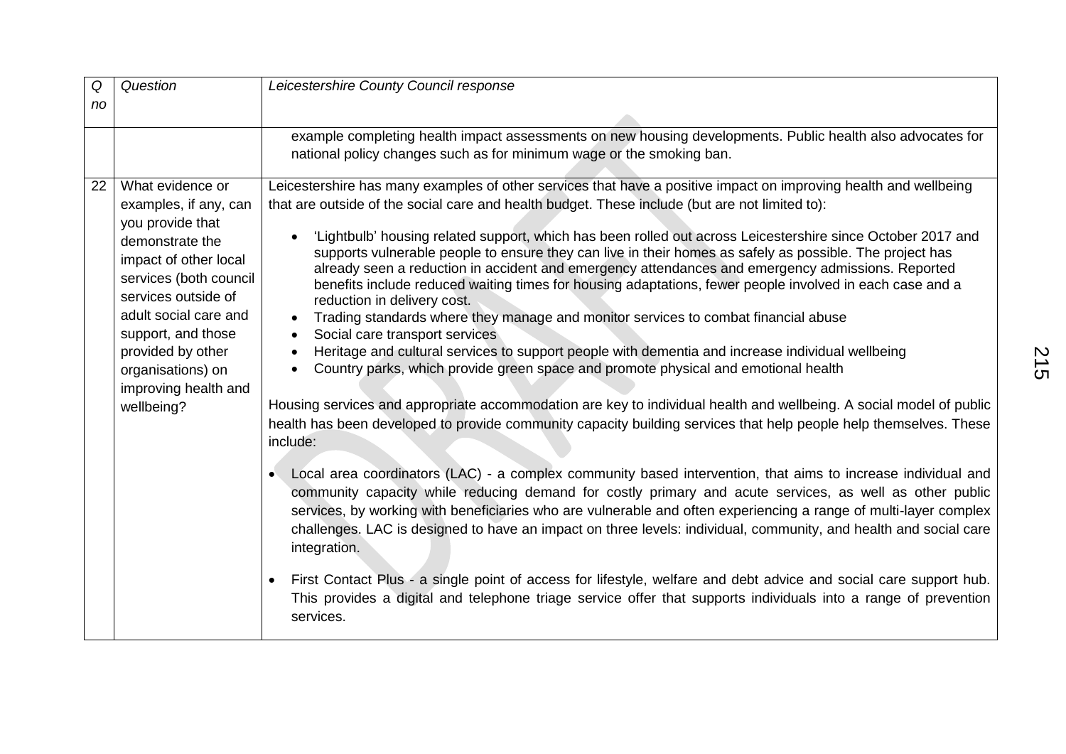| *Q no* | *Question* | *Leicestershire County Council response* |
|---|---|---|
| | | example completing health impact assessments on new housing developments. Public health also advocates for national policy changes such as for minimum wage or the smoking ban. |
| 22 | What evidence or examples, if any, can you provide that demonstrate the impact of other local services (both council services outside of adult social care and support, and those provided by other organisations) on improving health and wellbeing? | Leicestershire has many examples of other services that have a positive impact on improving health and wellbeing that are outside of the social care and health budget. These include (but are not limited to):<br><br>• 'Lightbulb' housing related support, which has been rolled out across Leicestershire since October 2017 and supports vulnerable people to ensure they can live in their homes as safely as possible. The project has already seen a reduction in accident and emergency attendances and emergency admissions. Reported benefits include reduced waiting times for housing adaptations, fewer people involved in each case and a reduction in delivery cost.<br>• Trading standards where they manage and monitor services to combat financial abuse<br>• Social care transport services<br>• Heritage and cultural services to support people with dementia and increase individual wellbeing<br>• Country parks, which provide green space and promote physical and emotional health<br><br>Housing services and appropriate accommodation are key to individual health and wellbeing. A social model of public health has been developed to provide community capacity building services that help people help themselves. These include:<br><br>• Local area coordinators (LAC) - a complex community based intervention, that aims to increase individual and community capacity while reducing demand for costly primary and acute services, as well as other public services, by working with beneficiaries who are vulnerable and often experiencing a range of multi-layer complex challenges. LAC is designed to have an impact on three levels: individual, community, and health and social care integration.<br><br>• First Contact Plus - a single point of access for lifestyle, welfare and debt advice and social care support hub. This provides a digital and telephone triage service offer that supports individuals into a range of prevention services. |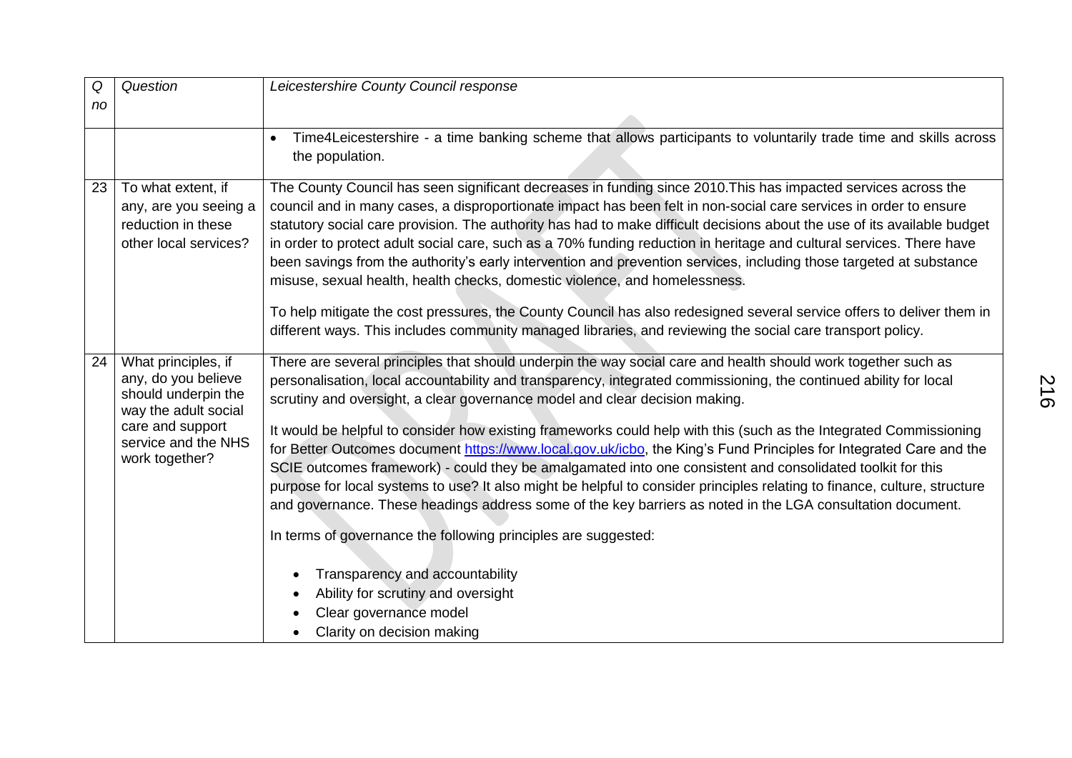| Q no | Question | Leicestershire County Council response |
|---|---|---|
| | | • Time4Leicestershire - a time banking scheme that allows participants to voluntarily trade time and skills across the population. |
| 23 | To what extent, if any, are you seeing a reduction in these other local services? | The County Council has seen significant decreases in funding since 2010.This has impacted services across the council and in many cases, a disproportionate impact has been felt in non-social care services in order to ensure statutory social care provision. The authority has had to make difficult decisions about the use of its available budget in order to protect adult social care, such as a 70% funding reduction in heritage and cultural services. There have been savings from the authority's early intervention and prevention services, including those targeted at substance misuse, sexual health, health checks, domestic violence, and homelessness.<br><br>To help mitigate the cost pressures, the County Council has also redesigned several service offers to deliver them in different ways. This includes community managed libraries, and reviewing the social care transport policy. |
| 24 | What principles, if any, do you believe should underpin the way the adult social care and support service and the NHS work together? | There are several principles that should underpin the way social care and health should work together such as personalisation, local accountability and transparency, integrated commissioning, the continued ability for local scrutiny and oversight, a clear governance model and clear decision making.<br><br>It would be helpful to consider how existing frameworks could help with this (such as the Integrated Commissioning for Better Outcomes document https://www.local.gov.uk/icbo, the King's Fund Principles for Integrated Care and the SCIE outcomes framework) - could they be amalgamated into one consistent and consolidated toolkit for this purpose for local systems to use? It also might be helpful to consider principles relating to finance, culture, structure and governance. These headings address some of the key barriers as noted in the LGA consultation document.<br><br>In terms of governance the following principles are suggested:<br><br>• Transparency and accountability<br>• Ability for scrutiny and oversight<br>• Clear governance model<br>• Clarity on decision making |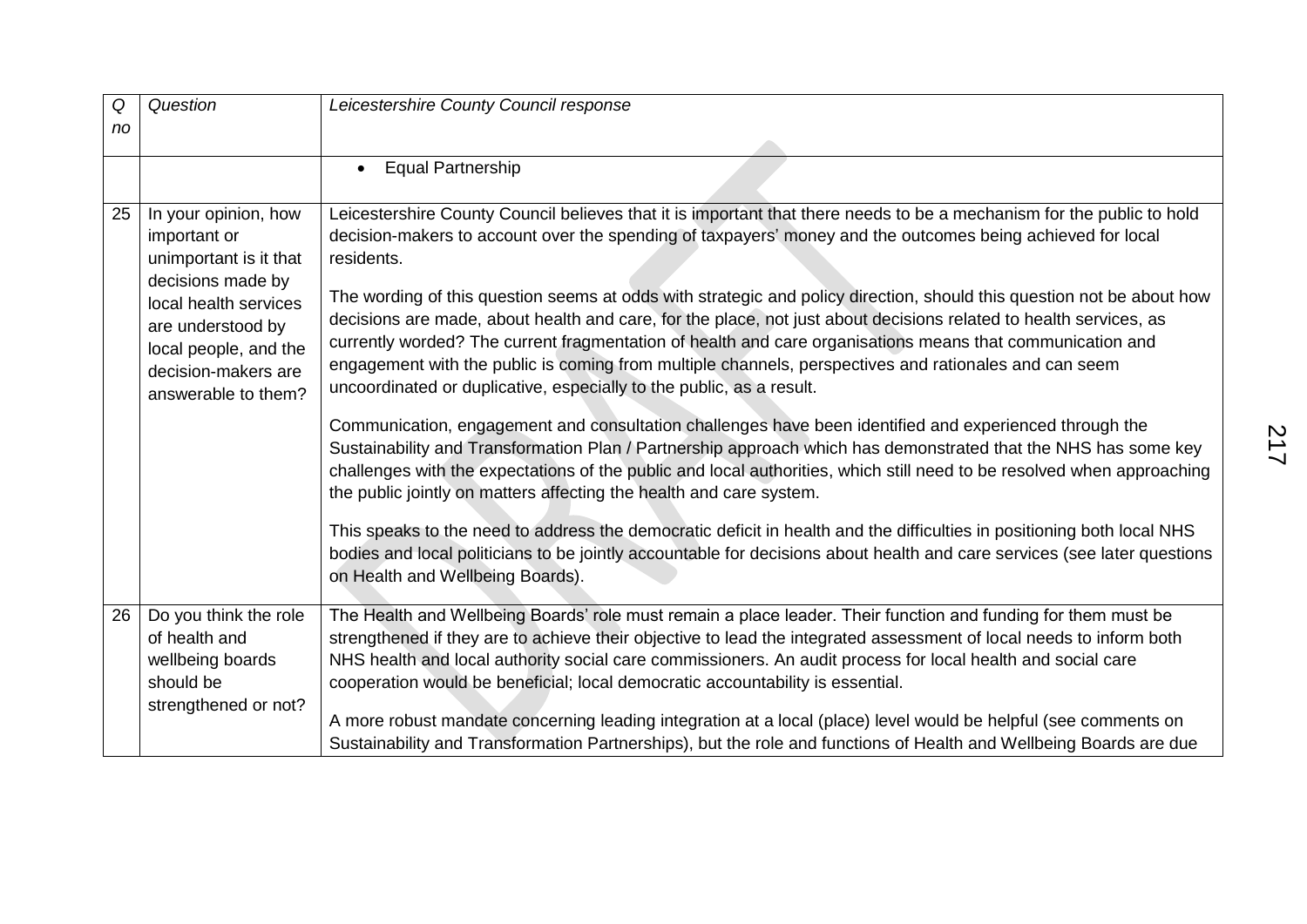| *Q no* | *Question* | *Leicestershire County Council response* |
|---|---|---|
| | | • Equal Partnership |
| 25 | In your opinion, how important or unimportant is it that decisions made by local health services are understood by local people, and the decision-makers are answerable to them? | Leicestershire County Council believes that it is important that there needs to be a mechanism for the public to hold decision-makers to account over the spending of taxpayers' money and the outcomes being achieved for local residents.<br><br>The wording of this question seems at odds with strategic and policy direction, should this question not be about how decisions are made, about health and care, for the place, not just about decisions related to health services, as currently worded? The current fragmentation of health and care organisations means that communication and engagement with the public is coming from multiple channels, perspectives and rationales and can seem uncoordinated or duplicative, especially to the public, as a result.<br><br>Communication, engagement and consultation challenges have been identified and experienced through the Sustainability and Transformation Plan / Partnership approach which has demonstrated that the NHS has some key challenges with the expectations of the public and local authorities, which still need to be resolved when approaching the public jointly on matters affecting the health and care system.<br><br>This speaks to the need to address the democratic deficit in health and the difficulties in positioning both local NHS bodies and local politicians to be jointly accountable for decisions about health and care services (see later questions on Health and Wellbeing Boards). |
| 26 | Do you think the role of health and wellbeing boards should be strengthened or not? | The Health and Wellbeing Boards' role must remain a place leader. Their function and funding for them must be strengthened if they are to achieve their objective to lead the integrated assessment of local needs to inform both NHS health and local authority social care commissioners. An audit process for local health and social care cooperation would be beneficial; local democratic accountability is essential.<br><br>A more robust mandate concerning leading integration at a local (place) level would be helpful (see comments on Sustainability and Transformation Partnerships), but the role and functions of Health and Wellbeing Boards are due |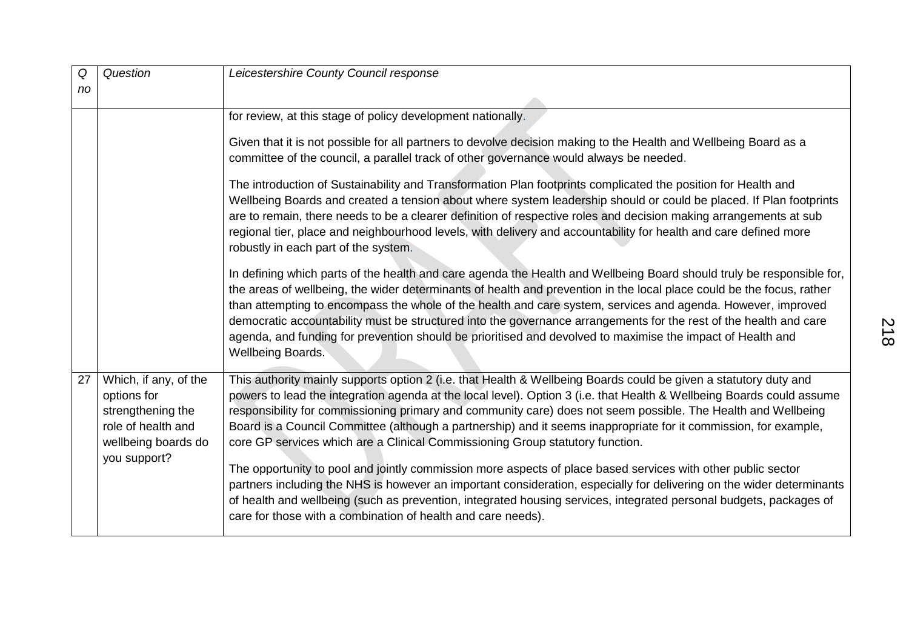| Q no | Question | Leicestershire County Council response |
|---|---|---|
| | | for review, at this stage of policy development nationally.<br><br>Given that it is not possible for all partners to devolve decision making to the Health and Wellbeing Board as a committee of the council, a parallel track of other governance would always be needed.<br><br>The introduction of Sustainability and Transformation Plan footprints complicated the position for Health and Wellbeing Boards and created a tension about where system leadership should or could be placed. If Plan footprints are to remain, there needs to be a clearer definition of respective roles and decision making arrangements at sub regional tier, place and neighbourhood levels, with delivery and accountability for health and care defined more robustly in each part of the system.<br><br>In defining which parts of the health and care agenda the Health and Wellbeing Board should truly be responsible for, the areas of wellbeing, the wider determinants of health and prevention in the local place could be the focus, rather than attempting to encompass the whole of the health and care system, services and agenda. However, improved democratic accountability must be structured into the governance arrangements for the rest of the health and care agenda, and funding for prevention should be prioritised and devolved to maximise the impact of Health and Wellbeing Boards. |
| 27 | Which, if any, of the options for strengthening the role of health and wellbeing boards do you support? | This authority mainly supports option 2 (i.e. that Health & Wellbeing Boards could be given a statutory duty and powers to lead the integration agenda at the local level). Option 3 (i.e. that Health & Wellbeing Boards could assume responsibility for commissioning primary and community care) does not seem possible. The Health and Wellbeing Board is a Council Committee (although a partnership) and it seems inappropriate for it commission, for example, core GP services which are a Clinical Commissioning Group statutory function.<br><br>The opportunity to pool and jointly commission more aspects of place based services with other public sector partners including the NHS is however an important consideration, especially for delivering on the wider determinants of health and wellbeing (such as prevention, integrated housing services, integrated personal budgets, packages of care for those with a combination of health and care needs). |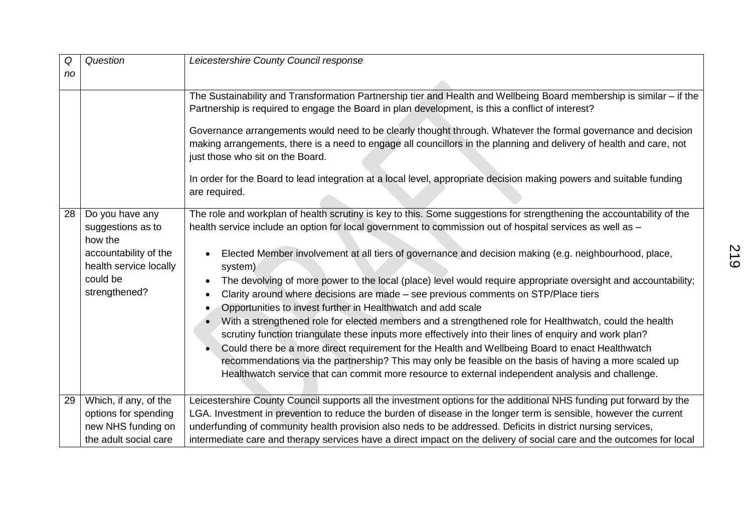| Q no | Question | Leicestershire County Council response |
|---|---|---|
| | | The Sustainability and Transformation Partnership tier and Health and Wellbeing Board membership is similar – if the Partnership is required to engage the Board in plan development, is this a conflict of interest?<br><br>Governance arrangements would need to be clearly thought through. Whatever the formal governance and decision making arrangements, there is a need to engage all councillors in the planning and delivery of health and care, not just those who sit on the Board.<br><br>In order for the Board to lead integration at a local level, appropriate decision making powers and suitable funding are required. |
| 28 | Do you have any suggestions as to how the accountability of the health service locally could be strengthened? | The role and workplan of health scrutiny is key to this. Some suggestions for strengthening the accountability of the health service include an option for local government to commission out of hospital services as well as –<br><br>• Elected Member involvement at all tiers of governance and decision making (e.g. neighbourhood, place, system)<br>• The devolving of more power to the local (place) level would require appropriate oversight and accountability;<br>• Clarity around where decisions are made – see previous comments on STP/Place tiers<br>• Opportunities to invest further in Healthwatch and add scale<br>• With a strengthened role for elected members and a strengthened role for Healthwatch, could the health scrutiny function triangulate these inputs more effectively into their lines of enquiry and work plan?<br>• Could there be a more direct requirement for the Health and Wellbeing Board to enact Healthwatch recommendations via the partnership? This may only be feasible on the basis of having a more scaled up Healthwatch service that can commit more resource to external independent analysis and challenge. |
| 29 | Which, if any, of the options for spending new NHS funding on the adult social care | Leicestershire County Council supports all the investment options for the additional NHS funding put forward by the LGA. Investment in prevention to reduce the burden of disease in the longer term is sensible, however the current underfunding of community health provision also neds to be addressed. Deficits in district nursing services, intermediate care and therapy services have a direct impact on the delivery of social care and the outcomes for local |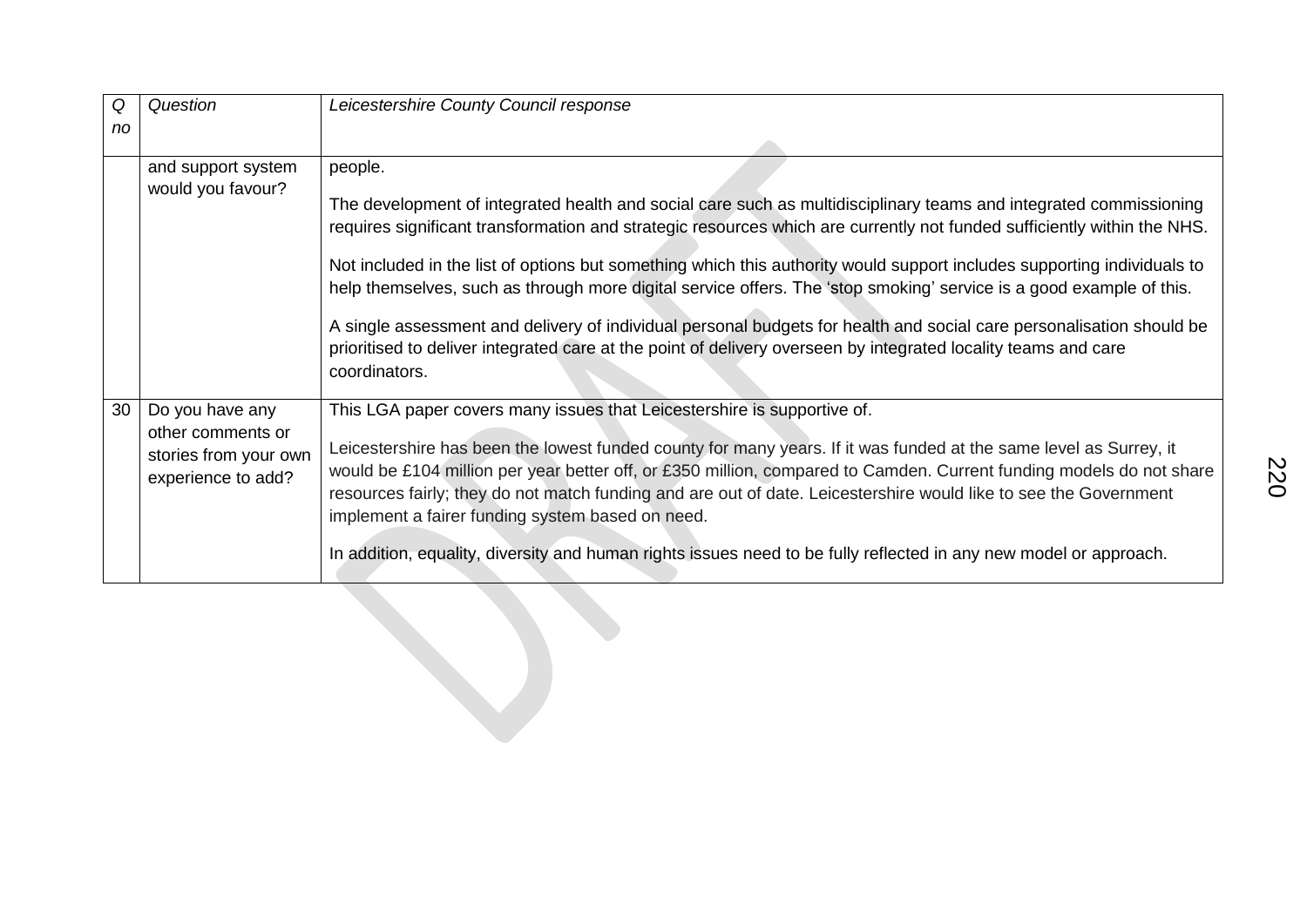| Q no | Question | Leicestershire County Council response |
| --- | --- | --- |
| | and support system would you favour? | people.<br><br>The development of integrated health and social care such as multidisciplinary teams and integrated commissioning requires significant transformation and strategic resources which are currently not funded sufficiently within the NHS.<br><br>Not included in the list of options but something which this authority would support includes supporting individuals to help themselves, such as through more digital service offers. The 'stop smoking' service is a good example of this.<br><br>A single assessment and delivery of individual personal budgets for health and social care personalisation should be prioritised to deliver integrated care at the point of delivery overseen by integrated locality teams and care coordinators. |
| 30 | Do you have any other comments or stories from your own experience to add? | This LGA paper covers many issues that Leicestershire is supportive of.<br><br>Leicestershire has been the lowest funded county for many years. If it was funded at the same level as Surrey, it would be £104 million per year better off, or £350 million, compared to Camden. Current funding models do not share resources fairly; they do not match funding and are out of date. Leicestershire would like to see the Government implement a fairer funding system based on need.<br><br>In addition, equality, diversity and human rights issues need to be fully reflected in any new model or approach. |